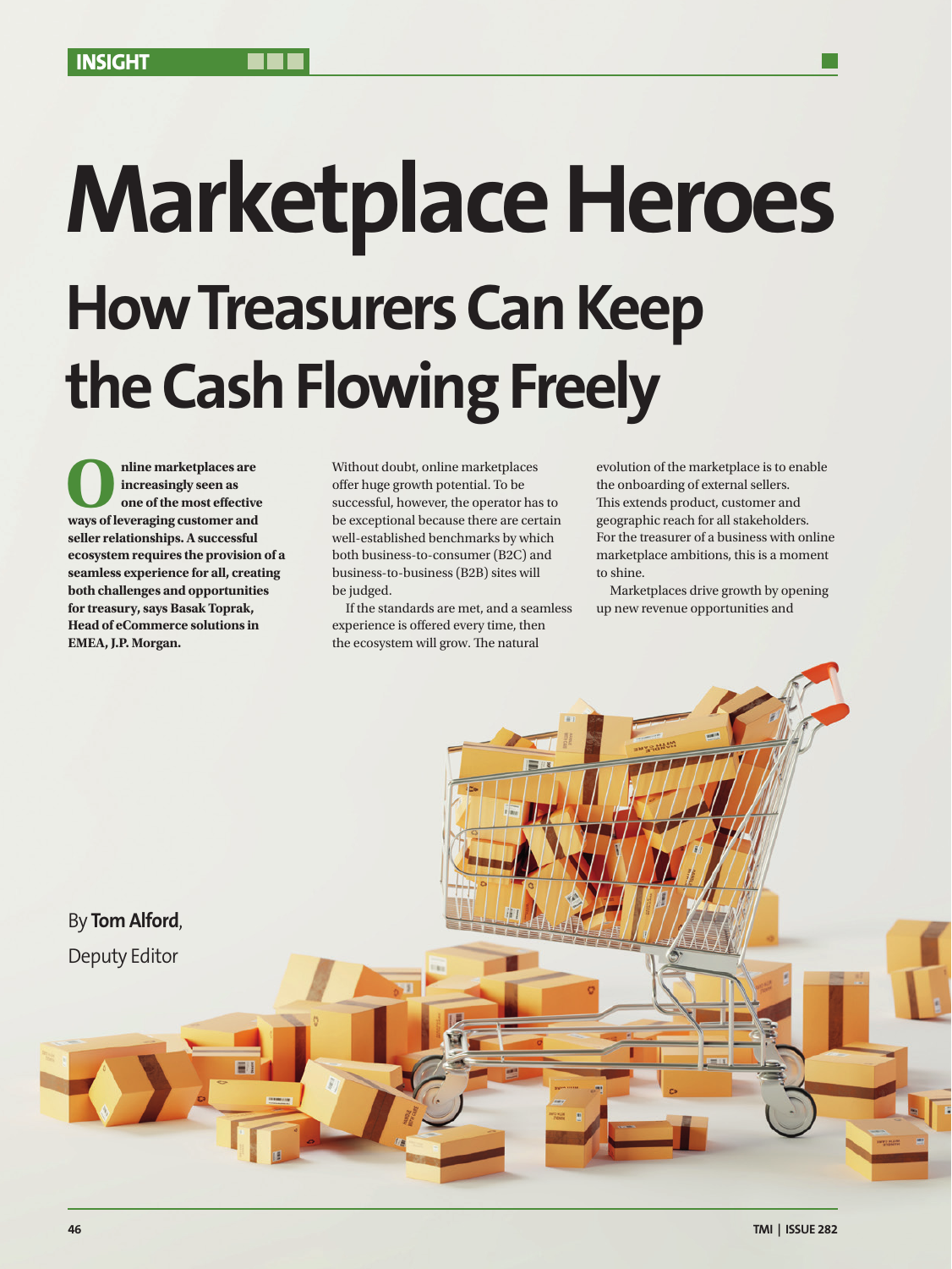# Marketplace Heroes

## How Treasurers Can Keep the Cash Flowing Freely

By **Tom Alford**, Deputy Editor

**Online marketplaces are increasingly seen as one of the most effective ways of leveraging customer and seller relationships. A successful ecosystem requires the provision of a seamless experience for all, creating both challenges and opportunities for treasury, says Basak Toprak, Head of eCommerce solutions in EMEA, J.P. Morgan.**

Without doubt, online marketplaces offer huge growth potential. To be successful, however, the operator has to be exceptional because there are certain well-established benchmarks by which both business-to-consumer (B2C) and business-to-business (B2B) sites will be judged.

If the standards are met, and a seamless experience is offered every time, then the ecosystem will grow. The natural evolution of the marketplace is to enable the onboarding of external sellers. This extends product, customer and geographic reach for all stakeholders. For the treasurer of a business with online marketplace ambitions, this is a moment to shine.

Marketplaces drive growth by opening up new revenue opportunities and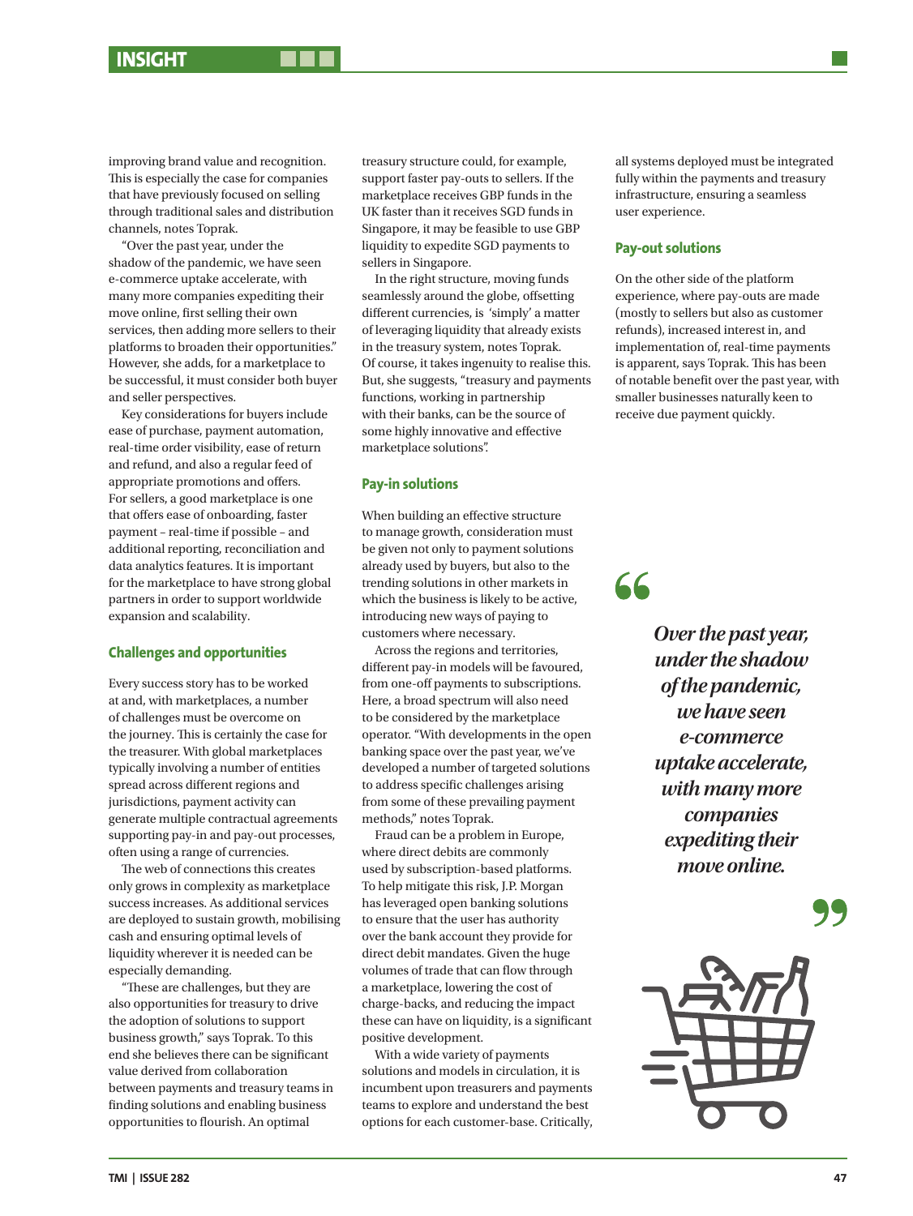improving brand value and recognition. This is especially the case for companies that have previously focused on selling through traditional sales and distribution channels, notes Toprak.

"Over the past year, under the shadow of the pandemic, we have seen e-commerce uptake accelerate, with many more companies expediting their move online, first selling their own services, then adding more sellers to their platforms to broaden their opportunities." However, she adds, for a marketplace to be successful, it must consider both buyer and seller perspectives.

Key considerations for buyers include ease of purchase, payment automation, real-time order visibility, ease of return and refund, and also a regular feed of appropriate promotions and offers. For sellers, a good marketplace is one that offers ease of onboarding, faster payment – real-time if possible – and additional reporting, reconciliation and data analytics features. It is important for the marketplace to have strong global partners in order to support worldwide expansion and scalability.

## Challenges and opportunities

Every success story has to be worked at and, with marketplaces, a number of challenges must be overcome on the journey. This is certainly the case for the treasurer. With global marketplaces typically involving a number of entities spread across different regions and jurisdictions, payment activity can generate multiple contractual agreements supporting pay-in and pay-out processes, often using a range of currencies.

The web of connections this creates only grows in complexity as marketplace success increases. As additional services are deployed to sustain growth, mobilising cash and ensuring optimal levels of liquidity wherever it is needed can be especially demanding.

"These are challenges, but they are also opportunities for treasury to drive the adoption of solutions to support business growth," says Toprak. To this end she believes there can be significant value derived from collaboration between payments and treasury teams in finding solutions and enabling business opportunities to flourish. An optimal treasury structure could, for example, support faster pay-outs to sellers. If the marketplace receives GBP funds in the UK faster than it receives SGD funds in Singapore, it may be feasible to use GBP liquidity to expedite SGD payments to sellers in Singapore.

In the right structure, moving funds seamlessly around the globe, offsetting different currencies, is 'simply' a matter of leveraging liquidity that already exists in the treasury system, notes Toprak. Of course, it takes ingenuity to realise this. But, she suggests, "treasury and payments functions, working in partnership with their banks, can be the source of some highly innovative and effective marketplace solutions".

## Pay-in solutions

When building an effective structure to manage growth, consideration must be given not only to payment solutions already used by buyers, but also to the trending solutions in other markets in which the business is likely to be active, introducing new ways of paying to customers where necessary.

Across the regions and territories, different pay-in models will be favoured, from one-off payments to subscriptions. Here, a broad spectrum will also need to be considered by the marketplace operator. "With developments in the open banking space over the past year, we've developed a number of targeted solutions to address specific challenges arising from some of these prevailing payment methods," notes Toprak.

Fraud can be a problem in Europe, where direct debits are commonly used by subscription-based platforms. To help mitigate this risk, J.P. Morgan has leveraged open banking solutions to ensure that the user has authority over the bank account they provide for direct debit mandates. Given the huge volumes of trade that can flow through a marketplace, lowering the cost of charge-backs, and reducing the impact these can have on liquidity, is a significant positive development.

With a wide variety of payments solutions and models in circulation, it is incumbent upon treasurers and payments teams to explore and understand the best options for each customer-base. Critically, all systems deployed must be integrated fully within the payments and treasury infrastructure, ensuring a seamless user experience.

## Pay-out solutions

On the other side of the platform experience, where pay-outs are made (mostly to sellers but also as customer refunds), increased interest in, and implementation of, real-time payments is apparent, says Toprak. This has been of notable benefit over the past year, with smaller businesses naturally keen to receive due payment quickly.

> *Over the past year, under the shadow of the pandemic, we have seen e-commerce uptake accelerate, with many more companies expediting their move online.*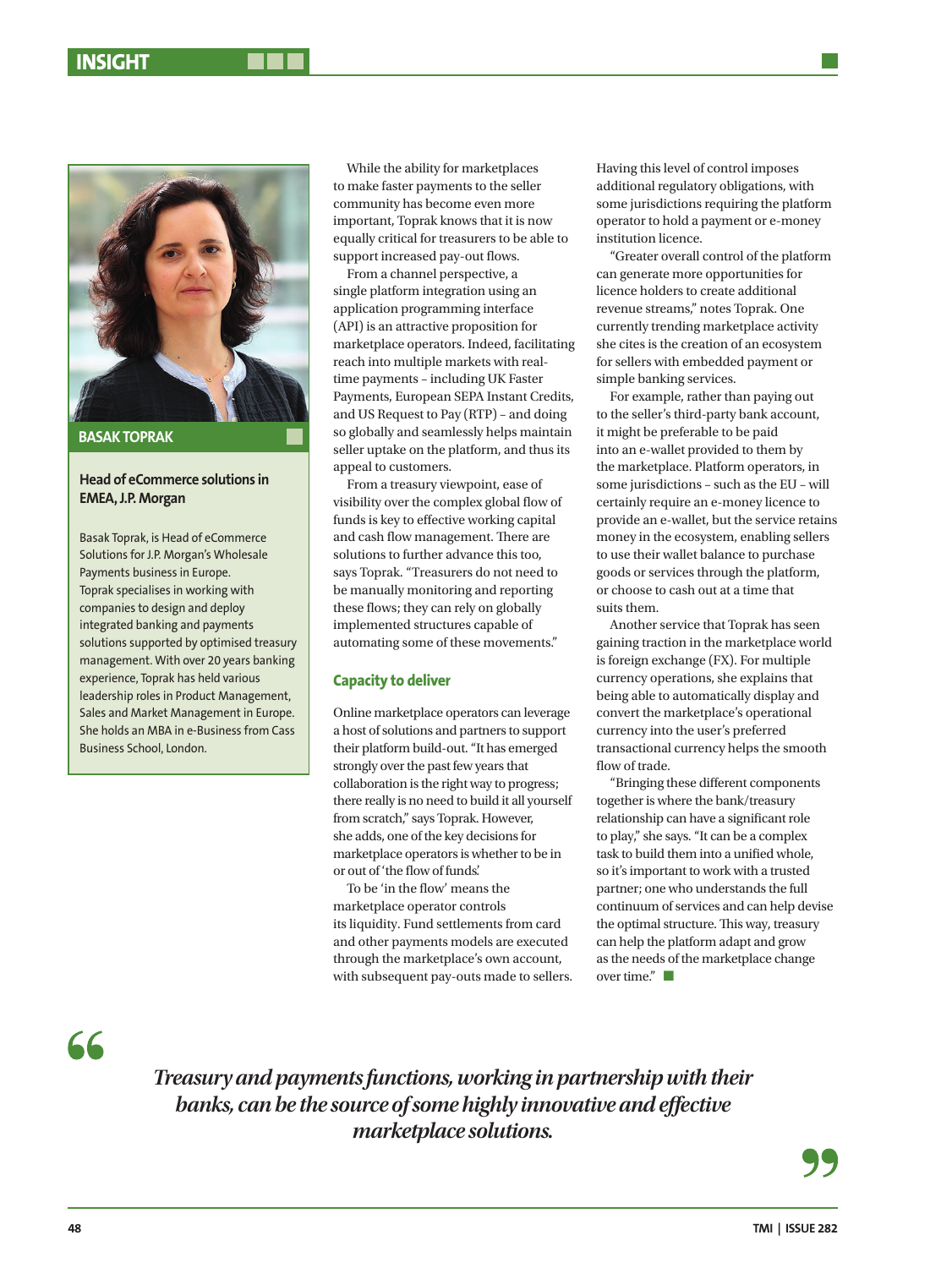**BASAK TOPRAK**

**Head of eCommerce solutions in EMEA, J.P. Morgan**

Basak Toprak, is Head of eCommerce Solutions for J.P. Morgan's Wholesale Payments business in Europe. Toprak specialises in working with companies to design and deploy integrated banking and payments solutions supported by optimised treasury management. With over 20 years banking experience, Toprak has held various leadership roles in Product Management, Sales and Market Management in Europe. She holds an MBA in e-Business from Cass Business School, London.

While the ability for marketplaces to make faster payments to the seller community has become even more important, Toprak knows that it is now equally critical for treasurers to be able to support increased pay-out flows.

From a channel perspective, a single platform integration using an application programming interface (API) is an attractive proposition for marketplace operators. Indeed, facilitating reach into multiple markets with real-time payments – including UK Faster Payments, European SEPA Instant Credits, and US Request to Pay (RTP) – and doing so globally and seamlessly helps maintain seller uptake on the platform, and thus its appeal to customers.

From a treasury viewpoint, ease of visibility over the complex global flow of funds is key to effective working capital and cash flow management. There are solutions to further advance this too, says Toprak. "Treasurers do not need to be manually monitoring and reporting these flows; they can rely on globally implemented structures capable of automating some of these movements."

## Capacity to deliver

Online marketplace operators can leverage a host of solutions and partners to support their platform build-out. "It has emerged strongly over the past few years that collaboration is the right way to progress; there really is no need to build it all yourself from scratch," says Toprak. However, she adds, one of the key decisions for marketplace operators is whether to be in or out of 'the flow of funds.'

To be 'in the flow' means the marketplace operator controls its liquidity. Fund settlements from card and other payments models are executed through the marketplace's own account, with subsequent pay-outs made to sellers. Having this level of control imposes additional regulatory obligations, with some jurisdictions requiring the platform operator to hold a payment or e-money institution licence.

"Greater overall control of the platform can generate more opportunities for licence holders to create additional revenue streams," notes Toprak. One currently trending marketplace activity she cites is the creation of an ecosystem for sellers with embedded payment or simple banking services.

For example, rather than paying out to the seller's third-party bank account, it might be preferable to be paid into an e-wallet provided to them by the marketplace. Platform operators, in some jurisdictions – such as the EU – will certainly require an e-money licence to provide an e-wallet, but the service retains money in the ecosystem, enabling sellers to use their wallet balance to purchase goods or services through the platform, or choose to cash out at a time that suits them.

Another service that Toprak has seen gaining traction in the marketplace world is foreign exchange (FX). For multiple currency operations, she explains that being able to automatically display and convert the marketplace's operational currency into the user's preferred transactional currency helps the smooth flow of trade.

"Bringing these different components together is where the bank/treasury relationship can have a significant role to play," she says. "It can be a complex task to build them into a unified whole, so it's important to work with a trusted partner; one who understands the full continuum of services and can help devise the optimal structure. This way, treasury can help the platform adapt and grow as the needs of the marketplace change over time."

> ***Treasury and payments functions, working in partnership with their banks, can be the source of some highly innovative and effective marketplace solutions.***